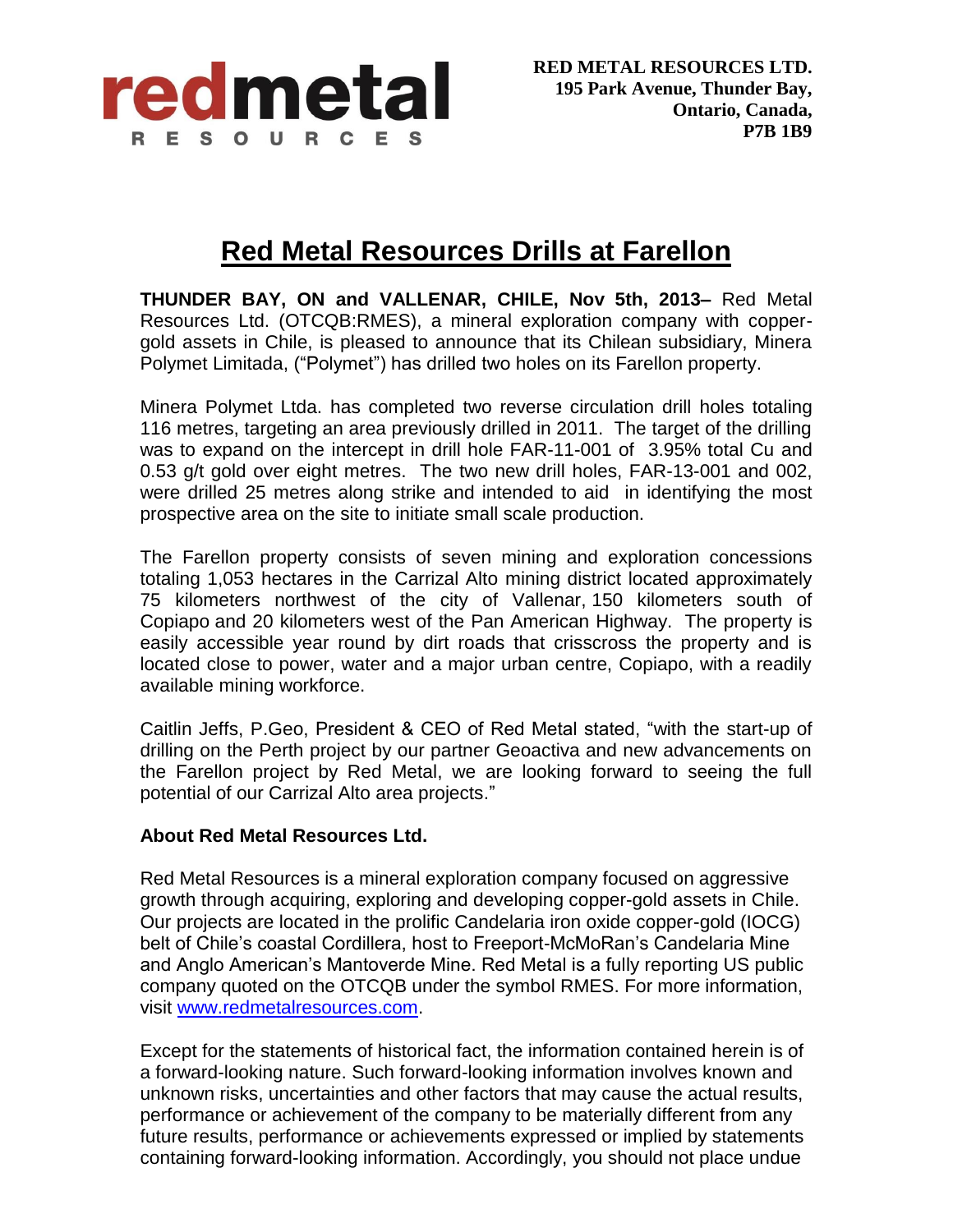**RED METAL RESOURCES LTD.**
**195 Park Avenue, Thunder Bay,**
**Ontario, Canada,**
**P7B 1B9**

# Red Metal Resources Drills at Farellon

**THUNDER BAY, ON and VALLENAR, CHILE, Nov 5th, 2013–** Red Metal Resources Ltd. (OTCQB:RMES), a mineral exploration company with copper-gold assets in Chile, is pleased to announce that its Chilean subsidiary, Minera Polymet Limitada, ("Polymet") has drilled two holes on its Farellon property.

Minera Polymet Ltda. has completed two reverse circulation drill holes totaling 116 metres, targeting an area previously drilled in 2011. The target of the drilling was to expand on the intercept in drill hole FAR-11-001 of 3.95% total Cu and 0.53 g/t gold over eight metres. The two new drill holes, FAR-13-001 and 002, were drilled 25 metres along strike and intended to aid in identifying the most prospective area on the site to initiate small scale production.

The Farellon property consists of seven mining and exploration concessions totaling 1,053 hectares in the Carrizal Alto mining district located approximately 75 kilometers northwest of the city of Vallenar, 150 kilometers south of Copiapo and 20 kilometers west of the Pan American Highway. The property is easily accessible year round by dirt roads that crisscross the property and is located close to power, water and a major urban centre, Copiapo, with a readily available mining workforce.

Caitlin Jeffs, P.Geo, President & CEO of Red Metal stated, "with the start-up of drilling on the Perth project by our partner Geoactiva and new advancements on the Farellon project by Red Metal, we are looking forward to seeing the full potential of our Carrizal Alto area projects."

**About Red Metal Resources Ltd.**

Red Metal Resources is a mineral exploration company focused on aggressive growth through acquiring, exploring and developing copper-gold assets in Chile. Our projects are located in the prolific Candelaria iron oxide copper-gold (IOCG) belt of Chile's coastal Cordillera, host to Freeport-McMoRan's Candelaria Mine and Anglo American's Mantoverde Mine. Red Metal is a fully reporting US public company quoted on the OTCQB under the symbol RMES. For more information, visit [www.redmetalresources.com](http://www.redmetalresources.com).

Except for the statements of historical fact, the information contained herein is of a forward-looking nature. Such forward-looking information involves known and unknown risks, uncertainties and other factors that may cause the actual results, performance or achievement of the company to be materially different from any future results, performance or achievements expressed or implied by statements containing forward-looking information. Accordingly, you should not place undue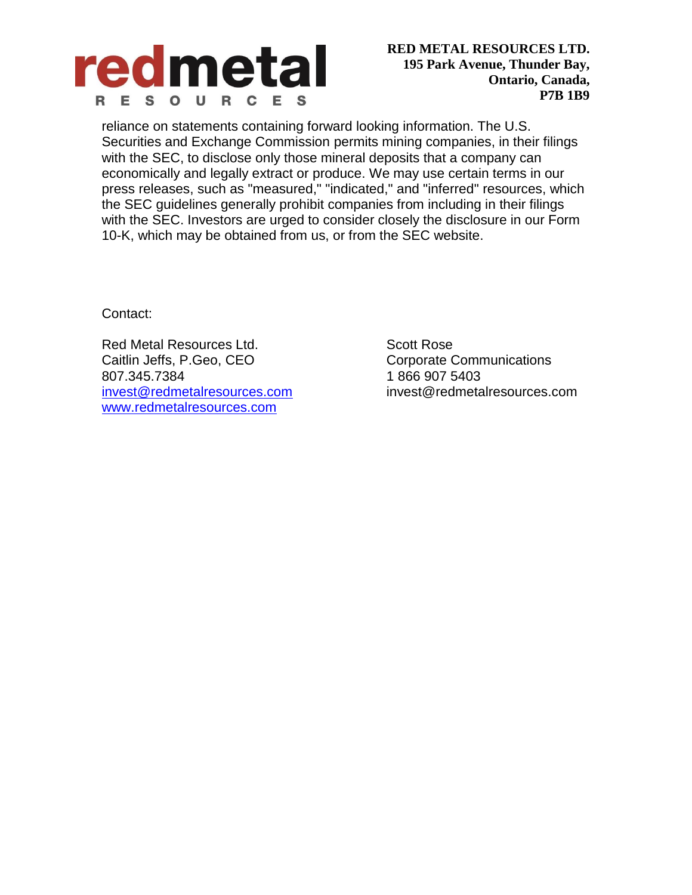reliance on statements containing forward looking information. The U.S. Securities and Exchange Commission permits mining companies, in their filings with the SEC, to disclose only those mineral deposits that a company can economically and legally extract or produce. We may use certain terms in our press releases, such as "measured," "indicated," and "inferred" resources, which the SEC guidelines generally prohibit companies from including in their filings with the SEC. Investors are urged to consider closely the disclosure in our Form 10-K, which may be obtained from us, or from the SEC website.

Contact:

Red Metal Resources Ltd.
Caitlin Jeffs, P.Geo, CEO
807.345.7384
invest@redmetalresources.com
www.redmetalresources.com

Scott Rose
Corporate Communications
1 866 907 5403
invest@redmetalresources.com